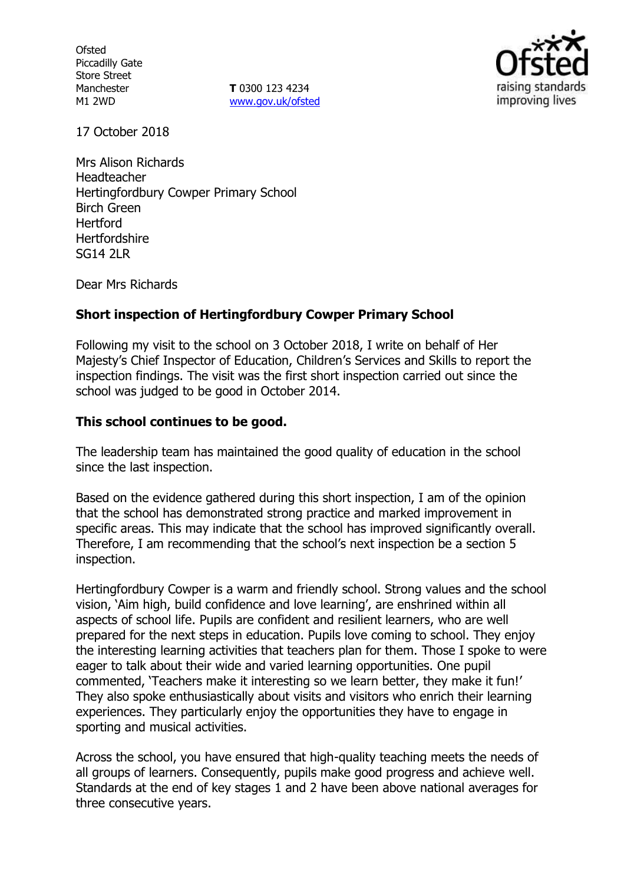Ofsted
Piccadilly Gate
Store Street
Manchester
M1 2WD

**T** 0300 123 4234
www.gov.uk/ofsted

17 October 2018

Mrs Alison Richards
Headteacher
Hertingfordbury Cowper Primary School
Birch Green
Hertford
Hertfordshire
SG14 2LR

Dear Mrs Richards

**Short inspection of Hertingfordbury Cowper Primary School**

Following my visit to the school on 3 October 2018, I write on behalf of Her Majesty's Chief Inspector of Education, Children's Services and Skills to report the inspection findings. The visit was the first short inspection carried out since the school was judged to be good in October 2014.

**This school continues to be good.**

The leadership team has maintained the good quality of education in the school since the last inspection.

Based on the evidence gathered during this short inspection, I am of the opinion that the school has demonstrated strong practice and marked improvement in specific areas. This may indicate that the school has improved significantly overall. Therefore, I am recommending that the school's next inspection be a section 5 inspection.

Hertingfordbury Cowper is a warm and friendly school. Strong values and the school vision, 'Aim high, build confidence and love learning', are enshrined within all aspects of school life. Pupils are confident and resilient learners, who are well prepared for the next steps in education. Pupils love coming to school. They enjoy the interesting learning activities that teachers plan for them. Those I spoke to were eager to talk about their wide and varied learning opportunities. One pupil commented, 'Teachers make it interesting so we learn better, they make it fun!' They also spoke enthusiastically about visits and visitors who enrich their learning experiences. They particularly enjoy the opportunities they have to engage in sporting and musical activities.

Across the school, you have ensured that high-quality teaching meets the needs of all groups of learners. Consequently, pupils make good progress and achieve well. Standards at the end of key stages 1 and 2 have been above national averages for three consecutive years.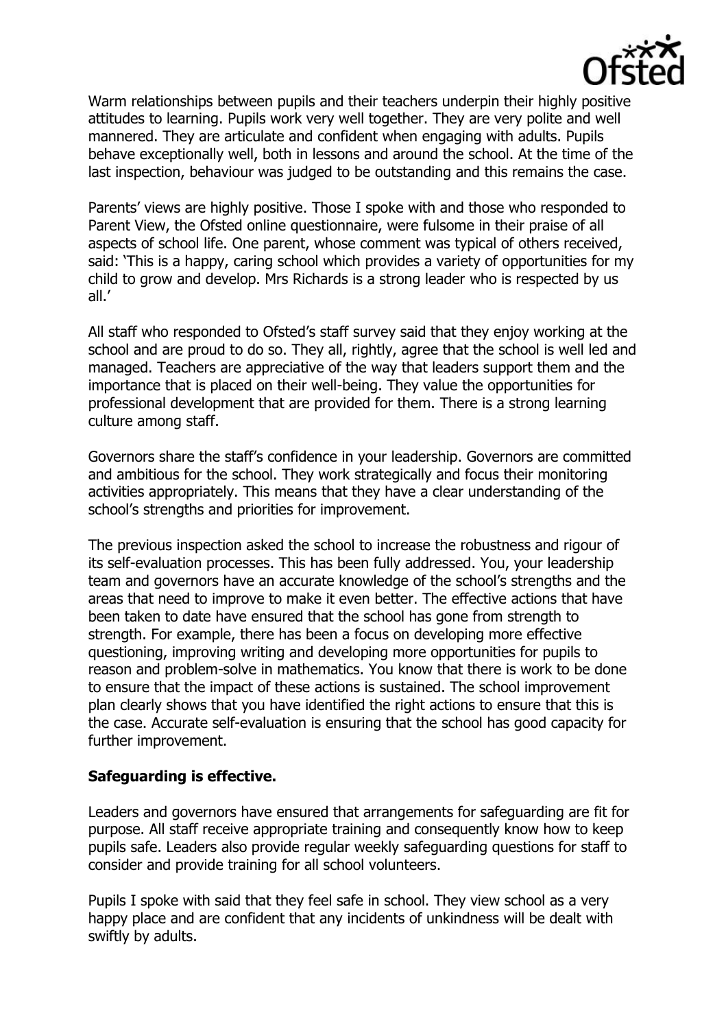Warm relationships between pupils and their teachers underpin their highly positive attitudes to learning. Pupils work very well together. They are very polite and well mannered. They are articulate and confident when engaging with adults. Pupils behave exceptionally well, both in lessons and around the school. At the time of the last inspection, behaviour was judged to be outstanding and this remains the case.

Parents' views are highly positive. Those I spoke with and those who responded to Parent View, the Ofsted online questionnaire, were fulsome in their praise of all aspects of school life. One parent, whose comment was typical of others received, said: 'This is a happy, caring school which provides a variety of opportunities for my child to grow and develop. Mrs Richards is a strong leader who is respected by us all.'

All staff who responded to Ofsted's staff survey said that they enjoy working at the school and are proud to do so. They all, rightly, agree that the school is well led and managed. Teachers are appreciative of the way that leaders support them and the importance that is placed on their well-being. They value the opportunities for professional development that are provided for them. There is a strong learning culture among staff.

Governors share the staff's confidence in your leadership. Governors are committed and ambitious for the school. They work strategically and focus their monitoring activities appropriately. This means that they have a clear understanding of the school's strengths and priorities for improvement.

The previous inspection asked the school to increase the robustness and rigour of its self-evaluation processes. This has been fully addressed. You, your leadership team and governors have an accurate knowledge of the school's strengths and the areas that need to improve to make it even better. The effective actions that have been taken to date have ensured that the school has gone from strength to strength. For example, there has been a focus on developing more effective questioning, improving writing and developing more opportunities for pupils to reason and problem-solve in mathematics. You know that there is work to be done to ensure that the impact of these actions is sustained. The school improvement plan clearly shows that you have identified the right actions to ensure that this is the case. Accurate self-evaluation is ensuring that the school has good capacity for further improvement.

**Safeguarding is effective.**

Leaders and governors have ensured that arrangements for safeguarding are fit for purpose. All staff receive appropriate training and consequently know how to keep pupils safe. Leaders also provide regular weekly safeguarding questions for staff to consider and provide training for all school volunteers.

Pupils I spoke with said that they feel safe in school. They view school as a very happy place and are confident that any incidents of unkindness will be dealt with swiftly by adults.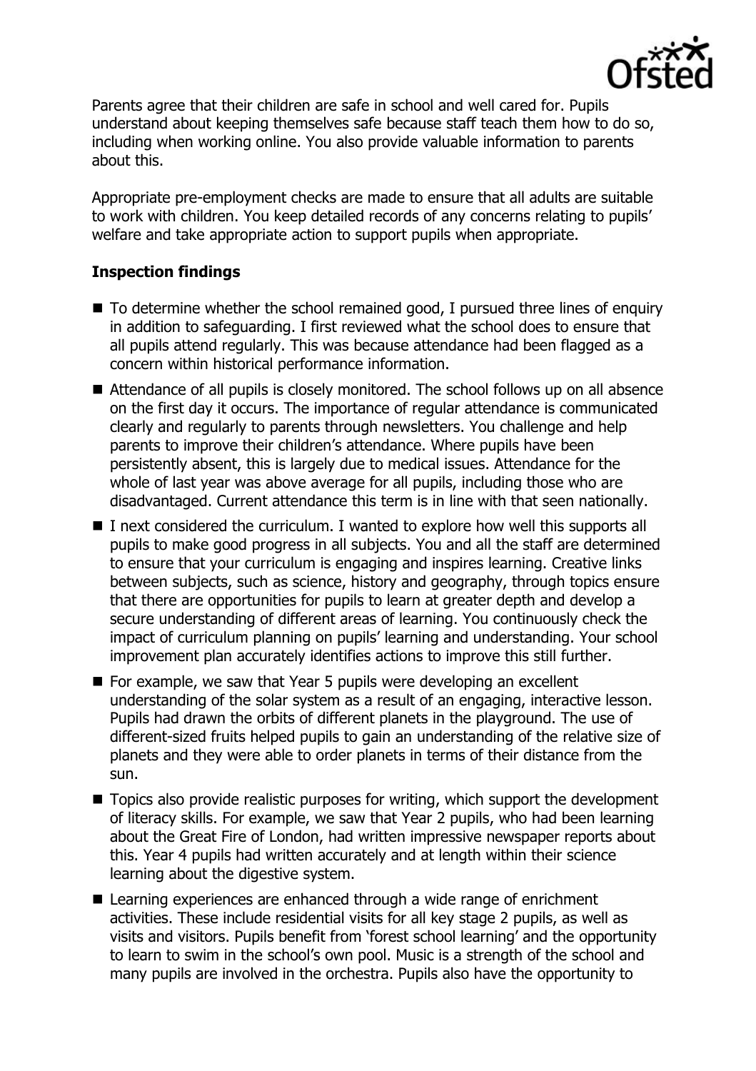Parents agree that their children are safe in school and well cared for. Pupils understand about keeping themselves safe because staff teach them how to do so, including when working online. You also provide valuable information to parents about this.

Appropriate pre-employment checks are made to ensure that all adults are suitable to work with children. You keep detailed records of any concerns relating to pupils' welfare and take appropriate action to support pupils when appropriate.

## Inspection findings

- To determine whether the school remained good, I pursued three lines of enquiry in addition to safeguarding. I first reviewed what the school does to ensure that all pupils attend regularly. This was because attendance had been flagged as a concern within historical performance information.
- Attendance of all pupils is closely monitored. The school follows up on all absence on the first day it occurs. The importance of regular attendance is communicated clearly and regularly to parents through newsletters. You challenge and help parents to improve their children's attendance. Where pupils have been persistently absent, this is largely due to medical issues. Attendance for the whole of last year was above average for all pupils, including those who are disadvantaged. Current attendance this term is in line with that seen nationally.
- I next considered the curriculum. I wanted to explore how well this supports all pupils to make good progress in all subjects. You and all the staff are determined to ensure that your curriculum is engaging and inspires learning. Creative links between subjects, such as science, history and geography, through topics ensure that there are opportunities for pupils to learn at greater depth and develop a secure understanding of different areas of learning. You continuously check the impact of curriculum planning on pupils' learning and understanding. Your school improvement plan accurately identifies actions to improve this still further.
- For example, we saw that Year 5 pupils were developing an excellent understanding of the solar system as a result of an engaging, interactive lesson. Pupils had drawn the orbits of different planets in the playground. The use of different-sized fruits helped pupils to gain an understanding of the relative size of planets and they were able to order planets in terms of their distance from the sun.
- Topics also provide realistic purposes for writing, which support the development of literacy skills. For example, we saw that Year 2 pupils, who had been learning about the Great Fire of London, had written impressive newspaper reports about this. Year 4 pupils had written accurately and at length within their science learning about the digestive system.
- Learning experiences are enhanced through a wide range of enrichment activities. These include residential visits for all key stage 2 pupils, as well as visits and visitors. Pupils benefit from 'forest school learning' and the opportunity to learn to swim in the school's own pool. Music is a strength of the school and many pupils are involved in the orchestra. Pupils also have the opportunity to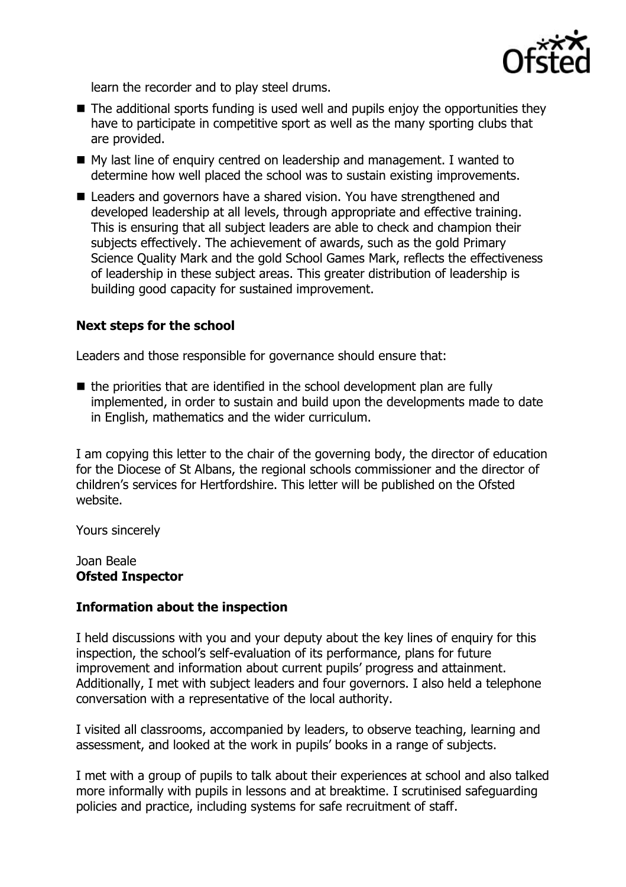learn the recorder and to play steel drums.

- The additional sports funding is used well and pupils enjoy the opportunities they have to participate in competitive sport as well as the many sporting clubs that are provided.
- My last line of enquiry centred on leadership and management. I wanted to determine how well placed the school was to sustain existing improvements.
- Leaders and governors have a shared vision. You have strengthened and developed leadership at all levels, through appropriate and effective training. This is ensuring that all subject leaders are able to check and champion their subjects effectively. The achievement of awards, such as the gold Primary Science Quality Mark and the gold School Games Mark, reflects the effectiveness of leadership in these subject areas. This greater distribution of leadership is building good capacity for sustained improvement.

**Next steps for the school**

Leaders and those responsible for governance should ensure that:

- the priorities that are identified in the school development plan are fully implemented, in order to sustain and build upon the developments made to date in English, mathematics and the wider curriculum.

I am copying this letter to the chair of the governing body, the director of education for the Diocese of St Albans, the regional schools commissioner and the director of children's services for Hertfordshire. This letter will be published on the Ofsted website.

Yours sincerely

Joan Beale
**Ofsted Inspector**

**Information about the inspection**

I held discussions with you and your deputy about the key lines of enquiry for this inspection, the school's self-evaluation of its performance, plans for future improvement and information about current pupils' progress and attainment. Additionally, I met with subject leaders and four governors. I also held a telephone conversation with a representative of the local authority.

I visited all classrooms, accompanied by leaders, to observe teaching, learning and assessment, and looked at the work in pupils' books in a range of subjects.

I met with a group of pupils to talk about their experiences at school and also talked more informally with pupils in lessons and at breaktime. I scrutinised safeguarding policies and practice, including systems for safe recruitment of staff.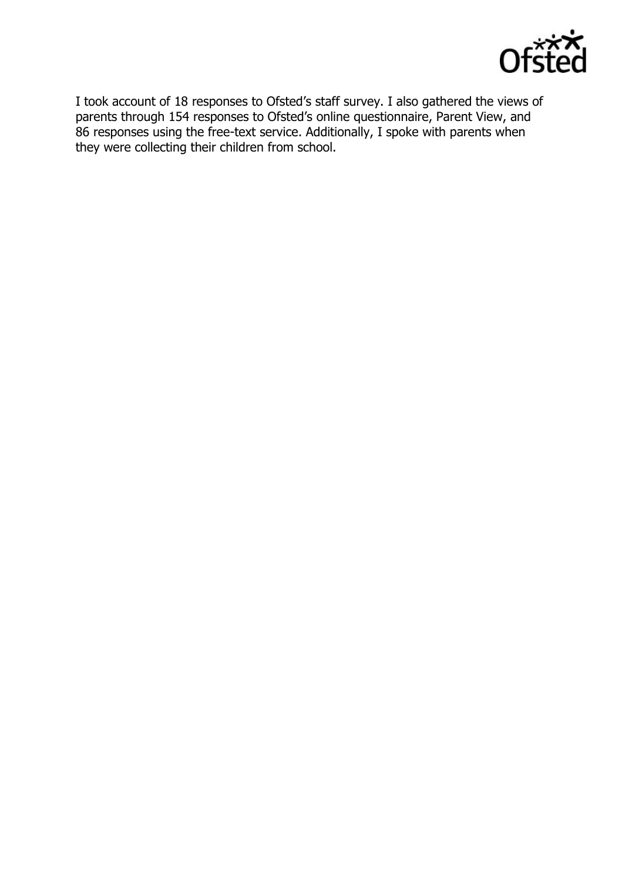I took account of 18 responses to Ofsted's staff survey. I also gathered the views of parents through 154 responses to Ofsted's online questionnaire, Parent View, and 86 responses using the free-text service. Additionally, I spoke with parents when they were collecting their children from school.